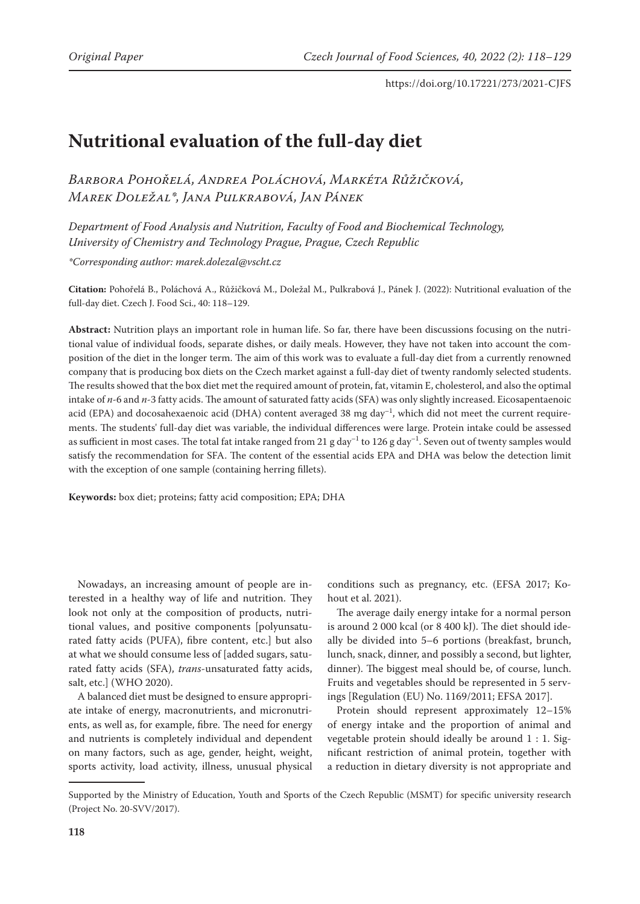# Nutritional evaluation of the full-day diet

*Barbora Pohořelá, Andrea Poláchová, Markéta Růžičková, Marek Doležal\*, Jana Pulkrabová, Jan Pánek*

*Department of Food Analysis and Nutrition, Faculty of Food and Biochemical Technology, University of Chemistry and Technology Prague, Prague, Czech Republic*

*\*Corresponding author: marek.dolezal@vscht.cz*

**Citation:** Pohořelá B., Poláchová A., Růžičková M., Doležal M., Pulkrabová J., Pánek J. (2022): Nutritional evaluation of the full-day diet. Czech J. Food Sci., 40: 118–129.

**Abstract:** Nutrition plays an important role in human life. So far, there have been discussions focusing on the nutritional value of individual foods, separate dishes, or daily meals. However, they have not taken into account the composition of the diet in the longer term. The aim of this work was to evaluate a full-day diet from a currently renowned company that is producing box diets on the Czech market against a full-day diet of twenty randomly selected students. The results showed that the box diet met the required amount of protein, fat, vitamin E, cholesterol, and also the optimal intake of *n*-6 and *n*-3 fatty acids. The amount of saturated fatty acids (SFA) was only slightly increased. Eicosapentaenoic acid (EPA) and docosahexaenoic acid (DHA) content averaged 38 mg day$^{-1}$, which did not meet the current requirements. The students' full-day diet was variable, the individual differences were large. Protein intake could be assessed as sufficient in most cases. The total fat intake ranged from 21 g day$^{-1}$ to 126 g day$^{-1}$. Seven out of twenty samples would satisfy the recommendation for SFA. The content of the essential acids EPA and DHA was below the detection limit with the exception of one sample (containing herring fillets).

**Keywords:** box diet; proteins; fatty acid composition; EPA; DHA

Nowadays, an increasing amount of people are interested in a healthy way of life and nutrition. They look not only at the composition of products, nutritional values, and positive components [polyunsaturated fatty acids (PUFA), fibre content, etc.] but also at what we should consume less of [added sugars, saturated fatty acids (SFA), *trans*-unsaturated fatty acids, salt, etc.] (WHO 2020).

A balanced diet must be designed to ensure appropriate intake of energy, macronutrients, and micronutrients, as well as, for example, fibre. The need for energy and nutrients is completely individual and dependent on many factors, such as age, gender, height, weight, sports activity, load activity, illness, unusual physical conditions such as pregnancy, etc. (EFSA 2017; Kohout et al. 2021).

The average daily energy intake for a normal person is around 2 000 kcal (or 8 400 kJ). The diet should ideally be divided into 5–6 portions (breakfast, brunch, lunch, snack, dinner, and possibly a second, but lighter, dinner). The biggest meal should be, of course, lunch. Fruits and vegetables should be represented in 5 servings [Regulation (EU) No. 1169/2011; EFSA 2017].

Protein should represent approximately 12–15% of energy intake and the proportion of animal and vegetable protein should ideally be around 1 : 1. Significant restriction of animal protein, together with a reduction in dietary diversity is not appropriate and

Supported by the Ministry of Education, Youth and Sports of the Czech Republic (MSMT) for specific university research (Project No. 20-SVV/2017).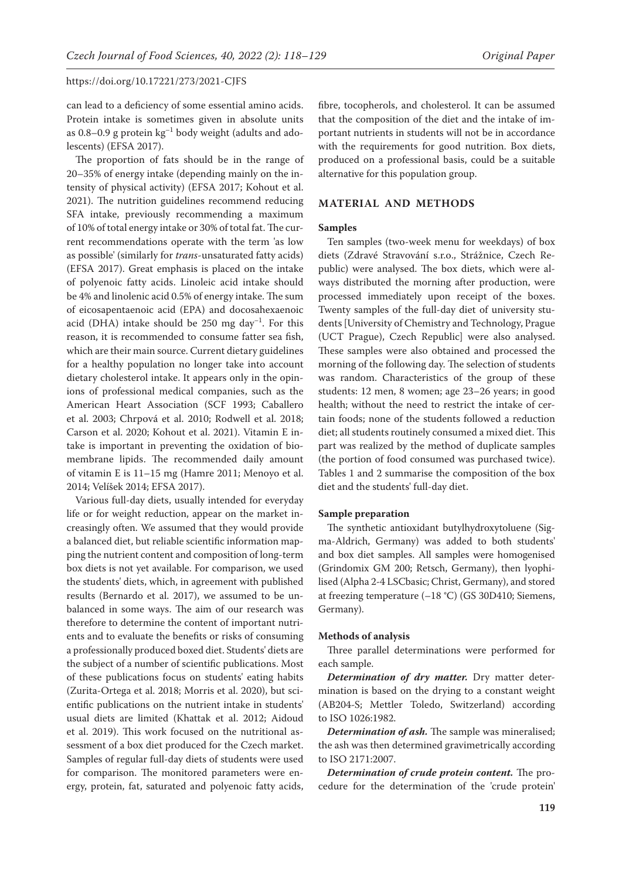can lead to a deficiency of some essential amino acids. Protein intake is sometimes given in absolute units as 0.8–0.9 g protein $kg^{-1}$ body weight (adults and adolescents) (EFSA 2017).

The proportion of fats should be in the range of 20–35% of energy intake (depending mainly on the intensity of physical activity) (EFSA 2017; Kohout et al. 2021). The nutrition guidelines recommend reducing SFA intake, previously recommending a maximum of 10% of total energy intake or 30% of total fat. The current recommendations operate with the term 'as low as possible' (similarly for *trans*-unsaturated fatty acids) (EFSA 2017). Great emphasis is placed on the intake of polyenoic fatty acids. Linoleic acid intake should be 4% and linolenic acid 0.5% of energy intake. The sum of eicosapentaenoic acid (EPA) and docosahexaenoic acid (DHA) intake should be 250 mg $day^{-1}$. For this reason, it is recommended to consume fatter sea fish, which are their main source. Current dietary guidelines for a healthy population no longer take into account dietary cholesterol intake. It appears only in the opinions of professional medical companies, such as the American Heart Association (SCF 1993; Caballero et al. 2003; Chrpová et al. 2010; Rodwell et al. 2018; Carson et al. 2020; Kohout et al. 2021). Vitamin E intake is important in preventing the oxidation of biomembrane lipids. The recommended daily amount of vitamin E is 11–15 mg (Hamre 2011; Menoyo et al. 2014; Velíšek 2014; EFSA 2017).

Various full-day diets, usually intended for everyday life or for weight reduction, appear on the market increasingly often. We assumed that they would provide a balanced diet, but reliable scientific information mapping the nutrient content and composition of long-term box diets is not yet available. For comparison, we used the students' diets, which, in agreement with published results (Bernardo et al. 2017), we assumed to be unbalanced in some ways. The aim of our research was therefore to determine the content of important nutrients and to evaluate the benefits or risks of consuming a professionally produced boxed diet. Students' diets are the subject of a number of scientific publications. Most of these publications focus on students' eating habits (Zurita-Ortega et al. 2018; Morris et al. 2020), but scientific publications on the nutrient intake in students' usual diets are limited (Khattak et al. 2012; Aidoud et al. 2019). This work focused on the nutritional assessment of a box diet produced for the Czech market. Samples of regular full-day diets of students were used for comparison. The monitored parameters were energy, protein, fat, saturated and polyenoic fatty acids, fibre, tocopherols, and cholesterol. It can be assumed that the composition of the diet and the intake of important nutrients in students will not be in accordance with the requirements for good nutrition. Box diets, produced on a professional basis, could be a suitable alternative for this population group.

## MATERIAL AND METHODS

### Samples

Ten samples (two-week menu for weekdays) of box diets (Zdravé Stravování s.r.o., Strážnice, Czech Republic) were analysed. The box diets, which were always distributed the morning after production, were processed immediately upon receipt of the boxes. Twenty samples of the full-day diet of university students [University of Chemistry and Technology, Prague (UCT Prague), Czech Republic] were also analysed. These samples were also obtained and processed the morning of the following day. The selection of students was random. Characteristics of the group of these students: 12 men, 8 women; age 23–26 years; in good health; without the need to restrict the intake of certain foods; none of the students followed a reduction diet; all students routinely consumed a mixed diet. This part was realized by the method of duplicate samples (the portion of food consumed was purchased twice). Tables 1 and 2 summarise the composition of the box diet and the students' full-day diet.

### Sample preparation

The synthetic antioxidant butylhydroxytoluene (Sigma-Aldrich, Germany) was added to both students' and box diet samples. All samples were homogenised (Grindomix GM 200; Retsch, Germany), then lyophilised (Alpha 2-4 LSCbasic; Christ, Germany), and stored at freezing temperature (–18 °C) (GS 30D410; Siemens, Germany).

### Methods of analysis

Three parallel determinations were performed for each sample.

***Determination of dry matter.*** Dry matter determination is based on the drying to a constant weight (AB204-S; Mettler Toledo, Switzerland) according to ISO 1026:1982.

***Determination of ash.*** The sample was mineralised; the ash was then determined gravimetrically according to ISO 2171:2007.

***Determination of crude protein content.*** The procedure for the determination of the 'crude protein'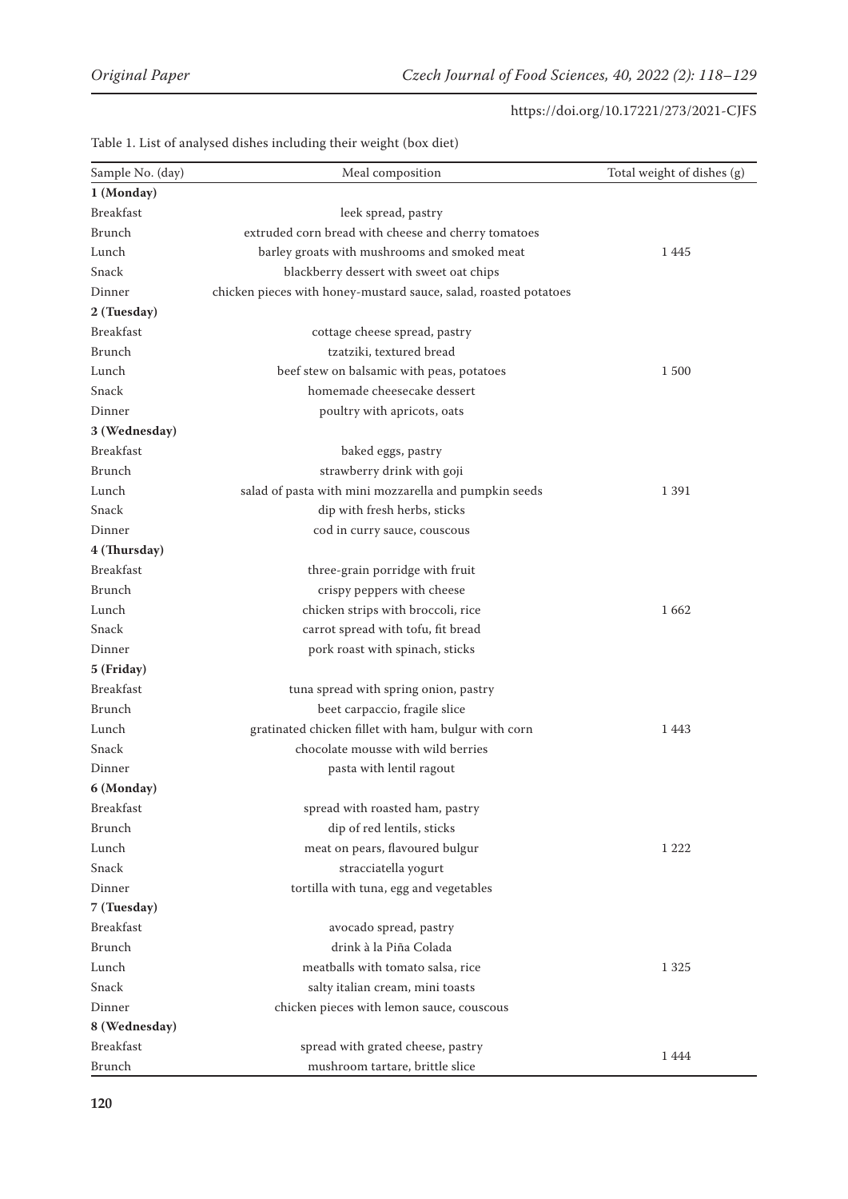Table 1. List of analysed dishes including their weight (box diet)

| Sample No. (day) | Meal composition | Total weight of dishes (g) |
|---|---|---|
| **1 (Monday)** | | |
| Breakfast | leek spread, pastry | |
| Brunch | extruded corn bread with cheese and cherry tomatoes | |
| Lunch | barley groats with mushrooms and smoked meat | 1 445 |
| Snack | blackberry dessert with sweet oat chips | |
| Dinner | chicken pieces with honey-mustard sauce, salad, roasted potatoes | |
| **2 (Tuesday)** | | |
| Breakfast | cottage cheese spread, pastry | |
| Brunch | tzatziki, textured bread | |
| Lunch | beef stew on balsamic with peas, potatoes | 1 500 |
| Snack | homemade cheesecake dessert | |
| Dinner | poultry with apricots, oats | |
| **3 (Wednesday)** | | |
| Breakfast | baked eggs, pastry | |
| Brunch | strawberry drink with goji | |
| Lunch | salad of pasta with mini mozzarella and pumpkin seeds | 1 391 |
| Snack | dip with fresh herbs, sticks | |
| Dinner | cod in curry sauce, couscous | |
| **4 (Thursday)** | | |
| Breakfast | three-grain porridge with fruit | |
| Brunch | crispy peppers with cheese | |
| Lunch | chicken strips with broccoli, rice | 1 662 |
| Snack | carrot spread with tofu, fit bread | |
| Dinner | pork roast with spinach, sticks | |
| **5 (Friday)** | | |
| Breakfast | tuna spread with spring onion, pastry | |
| Brunch | beet carpaccio, fragile slice | |
| Lunch | gratinated chicken fillet with ham, bulgur with corn | 1 443 |
| Snack | chocolate mousse with wild berries | |
| Dinner | pasta with lentil ragout | |
| **6 (Monday)** | | |
| Breakfast | spread with roasted ham, pastry | |
| Brunch | dip of red lentils, sticks | |
| Lunch | meat on pears, flavoured bulgur | 1 222 |
| Snack | stracciatella yogurt | |
| Dinner | tortilla with tuna, egg and vegetables | |
| **7 (Tuesday)** | | |
| Breakfast | avocado spread, pastry | |
| Brunch | drink à la Piña Colada | |
| Lunch | meatballs with tomato salsa, rice | 1 325 |
| Snack | salty italian cream, mini toasts | |
| Dinner | chicken pieces with lemon sauce, couscous | |
| **8 (Wednesday)** | | |
| Breakfast | spread with grated cheese, pastry | 1 444 |
| Brunch | mushroom tartare, brittle slice | |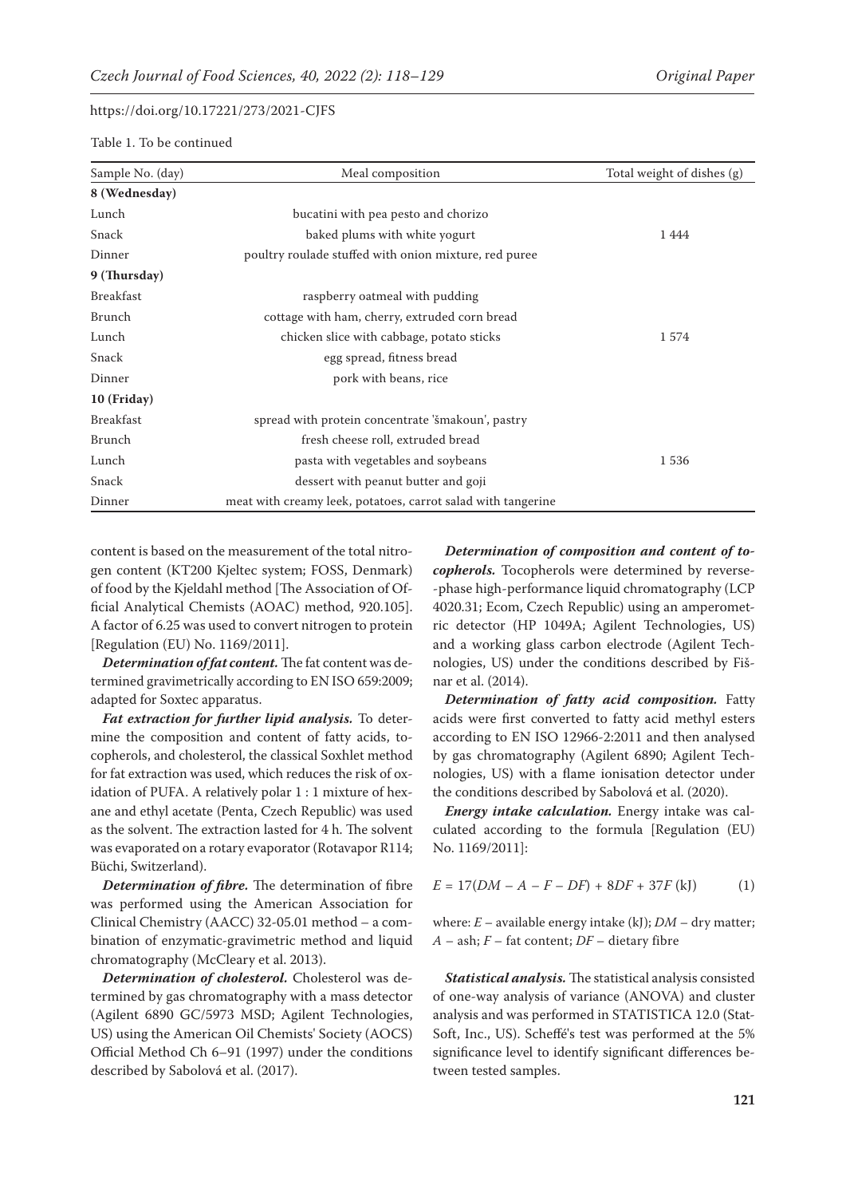Table 1. To be continued

| Sample No. (day) | Meal composition | Total weight of dishes (g) |
|---|---|---|
| **8 (Wednesday)** | | |
| Lunch | bucatini with pea pesto and chorizo | |
| Snack | baked plums with white yogurt | 1 444 |
| Dinner | poultry roulade stuffed with onion mixture, red puree | |
| **9 (Thursday)** | | |
| Breakfast | raspberry oatmeal with pudding | |
| Brunch | cottage with ham, cherry, extruded corn bread | |
| Lunch | chicken slice with cabbage, potato sticks | 1 574 |
| Snack | egg spread, fitness bread | |
| Dinner | pork with beans, rice | |
| **10 (Friday)** | | |
| Breakfast | spread with protein concentrate 'šmakoun', pastry | |
| Brunch | fresh cheese roll, extruded bread | |
| Lunch | pasta with vegetables and soybeans | 1 536 |
| Snack | dessert with peanut butter and goji | |
| Dinner | meat with creamy leek, potatoes, carrot salad with tangerine | |

content is based on the measurement of the total nitrogen content (KT200 Kjeltec system; FOSS, Denmark) of food by the Kjeldahl method [The Association of Official Analytical Chemists (AOAC) method, 920.105]. A factor of 6.25 was used to convert nitrogen to protein [Regulation (EU) No. 1169/2011].

***Determination of fat content.*** The fat content was determined gravimetrically according to EN ISO 659:2009; adapted for Soxtec apparatus.

***Fat extraction for further lipid analysis.*** To determine the composition and content of fatty acids, tocopherols, and cholesterol, the classical Soxhlet method for fat extraction was used, which reduces the risk of oxidation of PUFA. A relatively polar 1 : 1 mixture of hexane and ethyl acetate (Penta, Czech Republic) was used as the solvent. The extraction lasted for 4 h. The solvent was evaporated on a rotary evaporator (Rotavapor R114; Büchi, Switzerland).

***Determination of fibre.*** The determination of fibre was performed using the American Association for Clinical Chemistry (AACC) 32-05.01 method – a combination of enzymatic-gravimetric method and liquid chromatography (McCleary et al. 2013).

***Determination of cholesterol.*** Cholesterol was determined by gas chromatography with a mass detector (Agilent 6890 GC/5973 MSD; Agilent Technologies, US) using the American Oil Chemists' Society (AOCS) Official Method Ch 6–91 (1997) under the conditions described by Sabolová et al. (2017).

***Determination of composition and content of tocopherols.*** Tocopherols were determined by reverse-phase high-performance liquid chromatography (LCP 4020.31; Ecom, Czech Republic) using an amperometric detector (HP 1049A; Agilent Technologies, US) and a working glass carbon electrode (Agilent Technologies, US) under the conditions described by Fišnar et al. (2014).

***Determination of fatty acid composition.*** Fatty acids were first converted to fatty acid methyl esters according to EN ISO 12966-2:2011 and then analysed by gas chromatography (Agilent 6890; Agilent Technologies, US) with a flame ionisation detector under the conditions described by Sabolová et al. (2020).

***Energy intake calculation.*** Energy intake was calculated according to the formula [Regulation (EU) No. 1169/2011]:

$$E = 17(DM - A - F - DF) + 8DF + 37F \text{ (kJ)} \tag{1}$$

where: $E$ – available energy intake (kJ); $DM$ – dry matter; $A$ – ash; $F$ – fat content; $DF$ – dietary fibre

***Statistical analysis.*** The statistical analysis consisted of one-way analysis of variance (ANOVA) and cluster analysis and was performed in STATISTICA 12.0 (StatSoft, Inc., US). Scheffé's test was performed at the 5% significance level to identify significant differences between tested samples.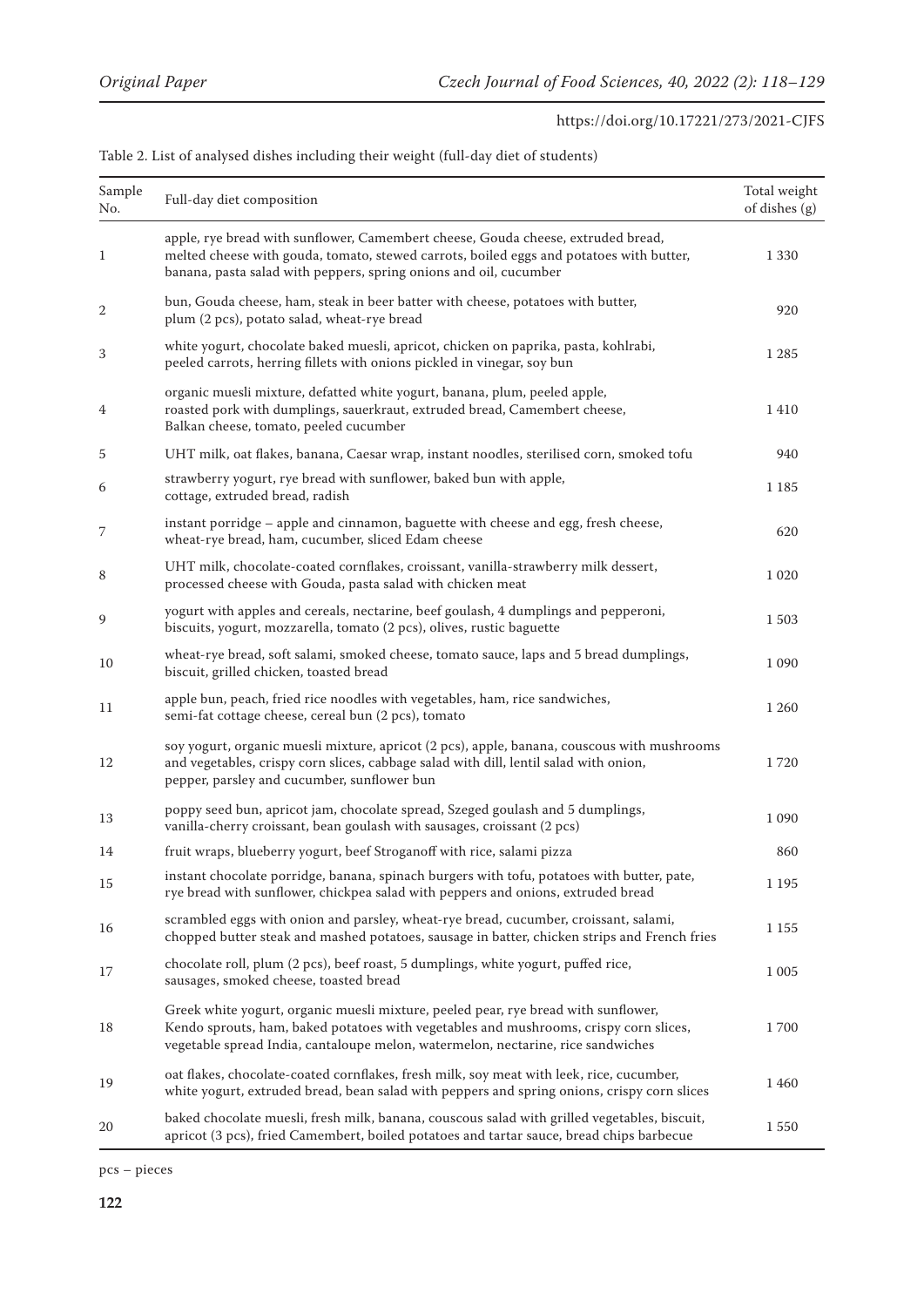Table 2. List of analysed dishes including their weight (full-day diet of students)

| Sample No. | Full-day diet composition | Total weight of dishes (g) |
|---|---|---|
| 1 | apple, rye bread with sunflower, Camembert cheese, Gouda cheese, extruded bread, melted cheese with gouda, tomato, stewed carrots, boiled eggs and potatoes with butter, banana, pasta salad with peppers, spring onions and oil, cucumber | 1 330 |
| 2 | bun, Gouda cheese, ham, steak in beer batter with cheese, potatoes with butter, plum (2 pcs), potato salad, wheat-rye bread | 920 |
| 3 | white yogurt, chocolate baked muesli, apricot, chicken on paprika, pasta, kohlrabi, peeled carrots, herring fillets with onions pickled in vinegar, soy bun | 1 285 |
| 4 | organic muesli mixture, defatted white yogurt, banana, plum, peeled apple, roasted pork with dumplings, sauerkraut, extruded bread, Camembert cheese, Balkan cheese, tomato, peeled cucumber | 1 410 |
| 5 | UHT milk, oat flakes, banana, Caesar wrap, instant noodles, sterilised corn, smoked tofu | 940 |
| 6 | strawberry yogurt, rye bread with sunflower, baked bun with apple, cottage, extruded bread, radish | 1 185 |
| 7 | instant porridge – apple and cinnamon, baguette with cheese and egg, fresh cheese, wheat-rye bread, ham, cucumber, sliced Edam cheese | 620 |
| 8 | UHT milk, chocolate-coated cornflakes, croissant, vanilla-strawberry milk dessert, processed cheese with Gouda, pasta salad with chicken meat | 1 020 |
| 9 | yogurt with apples and cereals, nectarine, beef goulash, 4 dumplings and pepperoni, biscuits, yogurt, mozzarella, tomato (2 pcs), olives, rustic baguette | 1 503 |
| 10 | wheat-rye bread, soft salami, smoked cheese, tomato sauce, laps and 5 bread dumplings, biscuit, grilled chicken, toasted bread | 1 090 |
| 11 | apple bun, peach, fried rice noodles with vegetables, ham, rice sandwiches, semi-fat cottage cheese, cereal bun (2 pcs), tomato | 1 260 |
| 12 | soy yogurt, organic muesli mixture, apricot (2 pcs), apple, banana, couscous with mushrooms and vegetables, crispy corn slices, cabbage salad with dill, lentil salad with onion, pepper, parsley and cucumber, sunflower bun | 1 720 |
| 13 | poppy seed bun, apricot jam, chocolate spread, Szeged goulash and 5 dumplings, vanilla-cherry croissant, bean goulash with sausages, croissant (2 pcs) | 1 090 |
| 14 | fruit wraps, blueberry yogurt, beef Stroganoff with rice, salami pizza | 860 |
| 15 | instant chocolate porridge, banana, spinach burgers with tofu, potatoes with butter, pate, rye bread with sunflower, chickpea salad with peppers and onions, extruded bread | 1 195 |
| 16 | scrambled eggs with onion and parsley, wheat-rye bread, cucumber, croissant, salami, chopped butter steak and mashed potatoes, sausage in batter, chicken strips and French fries | 1 155 |
| 17 | chocolate roll, plum (2 pcs), beef roast, 5 dumplings, white yogurt, puffed rice, sausages, smoked cheese, toasted bread | 1 005 |
| 18 | Greek white yogurt, organic muesli mixture, peeled pear, rye bread with sunflower, Kendo sprouts, ham, baked potatoes with vegetables and mushrooms, crispy corn slices, vegetable spread India, cantaloupe melon, watermelon, nectarine, rice sandwiches | 1 700 |
| 19 | oat flakes, chocolate-coated cornflakes, fresh milk, soy meat with leek, rice, cucumber, white yogurt, extruded bread, bean salad with peppers and spring onions, crispy corn slices | 1 460 |
| 20 | baked chocolate muesli, fresh milk, banana, couscous salad with grilled vegetables, biscuit, apricot (3 pcs), fried Camembert, boiled potatoes and tartar sauce, bread chips barbecue | 1 550 |

pcs – pieces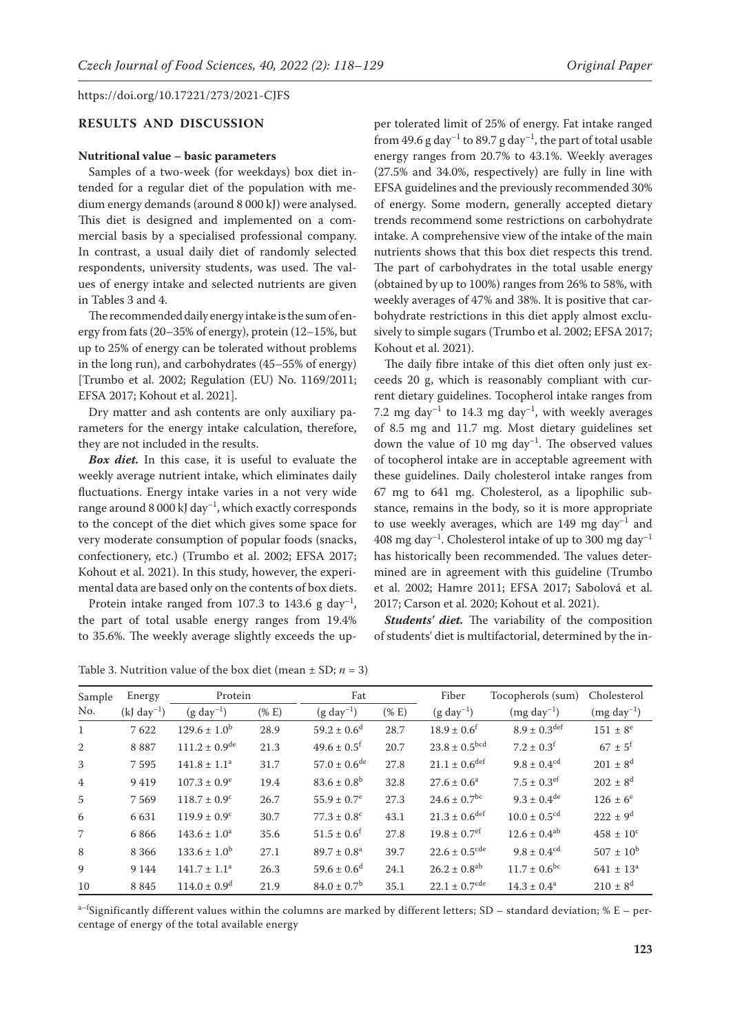## RESULTS AND DISCUSSION

### Nutritional value – basic parameters

Samples of a two-week (for weekdays) box diet intended for a regular diet of the population with medium energy demands (around 8 000 kJ) were analysed. This diet is designed and implemented on a commercial basis by a specialised professional company. In contrast, a usual daily diet of randomly selected respondents, university students, was used. The values of energy intake and selected nutrients are given in Tables 3 and 4.

The recommended daily energy intake is the sum of energy from fats (20–35% of energy), protein (12–15%, but up to 25% of energy can be tolerated without problems in the long run), and carbohydrates (45–55% of energy) [Trumbo et al. 2002; Regulation (EU) No. 1169/2011; EFSA 2017; Kohout et al. 2021].

Dry matter and ash contents are only auxiliary parameters for the energy intake calculation, therefore, they are not included in the results.

***Box diet.*** In this case, it is useful to evaluate the weekly average nutrient intake, which eliminates daily fluctuations. Energy intake varies in a not very wide range around 8 000 kJ day$^{-1}$, which exactly corresponds to the concept of the diet which gives some space for very moderate consumption of popular foods (snacks, confectionery, etc.) (Trumbo et al. 2002; EFSA 2017; Kohout et al. 2021). In this study, however, the experimental data are based only on the contents of box diets.

Protein intake ranged from 107.3 to 143.6 g day$^{-1}$, the part of total usable energy ranges from 19.4% to 35.6%. The weekly average slightly exceeds the upper tolerated limit of 25% of energy. Fat intake ranged from 49.6 g day$^{-1}$ to 89.7 g day$^{-1}$, the part of total usable energy ranges from 20.7% to 43.1%. Weekly averages (27.5% and 34.0%, respectively) are fully in line with EFSA guidelines and the previously recommended 30% of energy. Some modern, generally accepted dietary trends recommend some restrictions on carbohydrate intake. A comprehensive view of the intake of the main nutrients shows that this box diet respects this trend. The part of carbohydrates in the total usable energy (obtained by up to 100%) ranges from 26% to 58%, with weekly averages of 47% and 38%. It is positive that carbohydrate restrictions in this diet apply almost exclusively to simple sugars (Trumbo et al. 2002; EFSA 2017; Kohout et al. 2021).

The daily fibre intake of this diet often only just exceeds 20 g, which is reasonably compliant with current dietary guidelines. Tocopherol intake ranges from 7.2 mg day$^{-1}$ to 14.3 mg day$^{-1}$, with weekly averages of 8.5 mg and 11.7 mg. Most dietary guidelines set down the value of 10 mg day$^{-1}$. The observed values of tocopherol intake are in acceptable agreement with these guidelines. Daily cholesterol intake ranges from 67 mg to 641 mg. Cholesterol, as a lipophilic substance, remains in the body, so it is more appropriate to use weekly averages, which are 149 mg day$^{-1}$ and 408 mg day$^{-1}$. Cholesterol intake of up to 300 mg day$^{-1}$ has historically been recommended. The values determined are in agreement with this guideline (Trumbo et al. 2002; Hamre 2011; EFSA 2017; Sabolová et al. 2017; Carson et al. 2020; Kohout et al. 2021).

***Students' diet.*** The variability of the composition of students' diet is multifactorial, determined by the in-

Table 3. Nutrition value of the box diet (mean ± SD; $n$ = 3)

| Sample No. | Energy (kJ day$^{-1}$) | Protein | | Fat | | Fiber (g day$^{-1}$) | Tocopherols (sum) (mg day$^{-1}$) | Cholesterol (mg day$^{-1}$) |
|---|---|---|---|---|---|---|---|---|
| | | (g day$^{-1}$) | (% E) | (g day$^{-1}$) | (% E) | | | |
| 1 | 7 622 | 129.6 ± 1.0$^{b}$ | 28.9 | 59.2 ± 0.6$^{d}$ | 28.7 | 18.9 ± 0.6$^{f}$ | 8.9 ± 0.3$^{def}$ | 151 ± 8$^{e}$ |
| 2 | 8 887 | 111.2 ± 0.9$^{de}$ | 21.3 | 49.6 ± 0.5$^{f}$ | 20.7 | 23.8 ± 0.5$^{bcd}$ | 7.2 ± 0.3$^{f}$ | 67 ± 5$^{f}$ |
| 3 | 7 595 | 141.8 ± 1.1$^{a}$ | 31.7 | 57.0 ± 0.6$^{de}$ | 27.8 | 21.1 ± 0.6$^{def}$ | 9.8 ± 0.4$^{cd}$ | 201 ± 8$^{d}$ |
| 4 | 9 419 | 107.3 ± 0.9$^{e}$ | 19.4 | 83.6 ± 0.8$^{b}$ | 32.8 | 27.6 ± 0.6$^{a}$ | 7.5 ± 0.3$^{ef}$ | 202 ± 8$^{d}$ |
| 5 | 7 569 | 118.7 ± 0.9$^{c}$ | 26.7 | 55.9 ± 0.7$^{e}$ | 27.3 | 24.6 ± 0.7$^{bc}$ | 9.3 ± 0.4$^{de}$ | 126 ± 6$^{e}$ |
| 6 | 6 631 | 119.9 ± 0.9$^{c}$ | 30.7 | 77.3 ± 0.8$^{c}$ | 43.1 | 21.3 ± 0.6$^{def}$ | 10.0 ± 0.5$^{cd}$ | 222 ± 9$^{d}$ |
| 7 | 6 866 | 143.6 ± 1.0$^{a}$ | 35.6 | 51.5 ± 0.6$^{f}$ | 27.8 | 19.8 ± 0.7$^{ef}$ | 12.6 ± 0.4$^{ab}$ | 458 ± 10$^{c}$ |
| 8 | 8 366 | 133.6 ± 1.0$^{b}$ | 27.1 | 89.7 ± 0.8$^{a}$ | 39.7 | 22.6 ± 0.5$^{cde}$ | 9.8 ± 0.4$^{cd}$ | 507 ± 10$^{b}$ |
| 9 | 9 144 | 141.7 ± 1.1$^{a}$ | 26.3 | 59.6 ± 0.6$^{d}$ | 24.1 | 26.2 ± 0.8$^{ab}$ | 11.7 ± 0.6$^{bc}$ | 641 ± 13$^{a}$ |
| 10 | 8 845 | 114.0 ± 0.9$^{d}$ | 21.9 | 84.0 ± 0.7$^{b}$ | 35.1 | 22.1 ± 0.7$^{cde}$ | 14.3 ± 0.4$^{a}$ | 210 ± 8$^{d}$ |

$^{a–f}$Significantly different values within the columns are marked by different letters; SD – standard deviation; % E – percentage of energy of the total available energy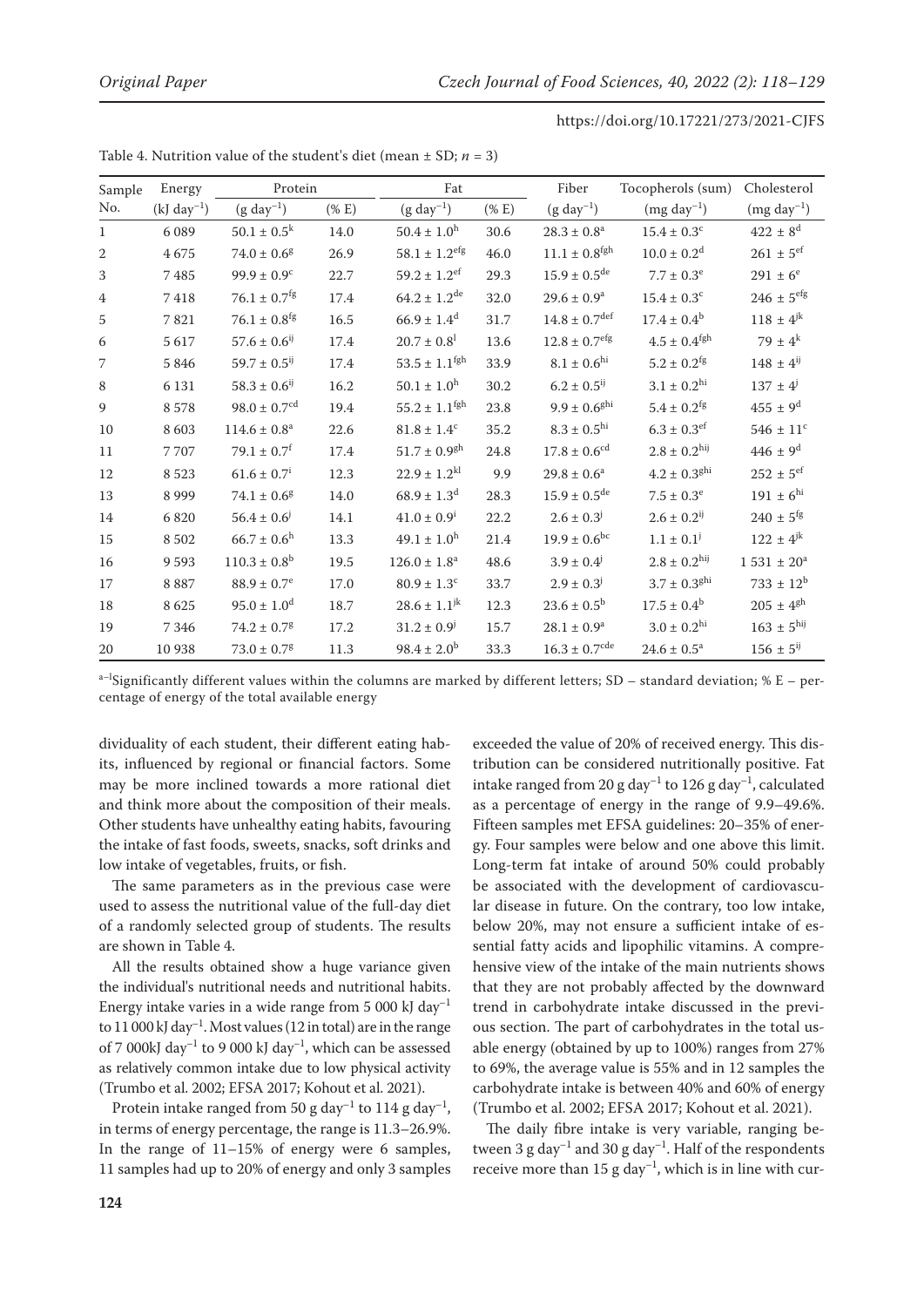Table 4. Nutrition value of the student's diet (mean ± SD; $n = 3$)

| Sample No. | Energy (kJ day$^{-1}$) | Protein | | Fat | | Fiber | Tocopherols (sum) | Cholesterol |
|---|---|---|---|---|---|---|---|---|
| | | (g day$^{-1}$) | (% E) | (g day$^{-1}$) | (% E) | (g day$^{-1}$) | (mg day$^{-1}$) | (mg day$^{-1}$) |
| 1 | 6 089 | 50.1 ± 0.5$^{k}$ | 14.0 | 50.4 ± 1.0$^{h}$ | 30.6 | 28.3 ± 0.8$^{a}$ | 15.4 ± 0.3$^{c}$ | 422 ± 8$^{d}$ |
| 2 | 4 675 | 74.0 ± 0.6$^{g}$ | 26.9 | 58.1 ± 1.2$^{efg}$ | 46.0 | 11.1 ± 0.8$^{fgh}$ | 10.0 ± 0.2$^{d}$ | 261 ± 5$^{ef}$ |
| 3 | 7 485 | 99.9 ± 0.9$^{c}$ | 22.7 | 59.2 ± 1.2$^{ef}$ | 29.3 | 15.9 ± 0.5$^{de}$ | 7.7 ± 0.3$^{e}$ | 291 ± 6$^{e}$ |
| 4 | 7 418 | 76.1 ± 0.7$^{fg}$ | 17.4 | 64.2 ± 1.2$^{de}$ | 32.0 | 29.6 ± 0.9$^{a}$ | 15.4 ± 0.3$^{c}$ | 246 ± 5$^{efg}$ |
| 5 | 7 821 | 76.1 ± 0.8$^{fg}$ | 16.5 | 66.9 ± 1.4$^{d}$ | 31.7 | 14.8 ± 0.7$^{def}$ | 17.4 ± 0.4$^{b}$ | 118 ± 4$^{jk}$ |
| 6 | 5 617 | 57.6 ± 0.6$^{ij}$ | 17.4 | 20.7 ± 0.8$^{l}$ | 13.6 | 12.8 ± 0.7$^{efg}$ | 4.5 ± 0.4$^{fgh}$ | 79 ± 4$^{k}$ |
| 7 | 5 846 | 59.7 ± 0.5$^{ij}$ | 17.4 | 53.5 ± 1.1$^{fgh}$ | 33.9 | 8.1 ± 0.6$^{hi}$ | 5.2 ± 0.2$^{fg}$ | 148 ± 4$^{ij}$ |
| 8 | 6 131 | 58.3 ± 0.6$^{ij}$ | 16.2 | 50.1 ± 1.0$^{h}$ | 30.2 | 6.2 ± 0.5$^{ij}$ | 3.1 ± 0.2$^{hi}$ | 137 ± 4$^{j}$ |
| 9 | 8 578 | 98.0 ± 0.7$^{cd}$ | 19.4 | 55.2 ± 1.1$^{fgh}$ | 23.8 | 9.9 ± 0.6$^{ghi}$ | 5.4 ± 0.2$^{fg}$ | 455 ± 9$^{d}$ |
| 10 | 8 603 | 114.6 ± 0.8$^{a}$ | 22.6 | 81.8 ± 1.4$^{c}$ | 35.2 | 8.3 ± 0.5$^{hi}$ | 6.3 ± 0.3$^{ef}$ | 546 ± 11$^{c}$ |
| 11 | 7 707 | 79.1 ± 0.7$^{f}$ | 17.4 | 51.7 ± 0.9$^{gh}$ | 24.8 | 17.8 ± 0.6$^{cd}$ | 2.8 ± 0.2$^{hij}$ | 446 ± 9$^{d}$ |
| 12 | 8 523 | 61.6 ± 0.7$^{i}$ | 12.3 | 22.9 ± 1.2$^{kl}$ | 9.9 | 29.8 ± 0.6$^{a}$ | 4.2 ± 0.3$^{ghi}$ | 252 ± 5$^{ef}$ |
| 13 | 8 999 | 74.1 ± 0.6$^{g}$ | 14.0 | 68.9 ± 1.3$^{d}$ | 28.3 | 15.9 ± 0.5$^{de}$ | 7.5 ± 0.3$^{e}$ | 191 ± 6$^{hi}$ |
| 14 | 6 820 | 56.4 ± 0.6$^{j}$ | 14.1 | 41.0 ± 0.9$^{i}$ | 22.2 | 2.6 ± 0.3$^{j}$ | 2.6 ± 0.2$^{ij}$ | 240 ± 5$^{fg}$ |
| 15 | 8 502 | 66.7 ± 0.6$^{h}$ | 13.3 | 49.1 ± 1.0$^{h}$ | 21.4 | 19.9 ± 0.6$^{bc}$ | 1.1 ± 0.1$^{j}$ | 122 ± 4$^{jk}$ |
| 16 | 9 593 | 110.3 ± 0.8$^{b}$ | 19.5 | 126.0 ± 1.8$^{a}$ | 48.6 | 3.9 ± 0.4$^{j}$ | 2.8 ± 0.2$^{hij}$ | 1 531 ± 20$^{a}$ |
| 17 | 8 887 | 88.9 ± 0.7$^{e}$ | 17.0 | 80.9 ± 1.3$^{c}$ | 33.7 | 2.9 ± 0.3$^{j}$ | 3.7 ± 0.3$^{ghi}$ | 733 ± 12$^{b}$ |
| 18 | 8 625 | 95.0 ± 1.0$^{d}$ | 18.7 | 28.6 ± 1.1$^{jk}$ | 12.3 | 23.6 ± 0.5$^{b}$ | 17.5 ± 0.4$^{b}$ | 205 ± 4$^{gh}$ |
| 19 | 7 346 | 74.2 ± 0.7$^{g}$ | 17.2 | 31.2 ± 0.9$^{j}$ | 15.7 | 28.1 ± 0.9$^{a}$ | 3.0 ± 0.2$^{hi}$ | 163 ± 5$^{hij}$ |
| 20 | 10 938 | 73.0 ± 0.7$^{g}$ | 11.3 | 98.4 ± 2.0$^{b}$ | 33.3 | 16.3 ± 0.7$^{cde}$ | 24.6 ± 0.5$^{a}$ | 156 ± 5$^{ij}$ |

[a–l]Significantly different values within the columns are marked by different letters; SD – standard deviation; % E – percentage of energy of the total available energy

dividuality of each student, their different eating habits, influenced by regional or financial factors. Some may be more inclined towards a more rational diet and think more about the composition of their meals. Other students have unhealthy eating habits, favouring the intake of fast foods, sweets, snacks, soft drinks and low intake of vegetables, fruits, or fish.

The same parameters as in the previous case were used to assess the nutritional value of the full-day diet of a randomly selected group of students. The results are shown in Table 4.

All the results obtained show a huge variance given the individual's nutritional needs and nutritional habits. Energy intake varies in a wide range from 5 000 kJ day$^{-1}$ to 11 000 kJ day$^{-1}$. Most values (12 in total) are in the range of 7 000kJ day$^{-1}$ to 9 000 kJ day$^{-1}$, which can be assessed as relatively common intake due to low physical activity (Trumbo et al. 2002; EFSA 2017; Kohout et al. 2021).

Protein intake ranged from 50 g day$^{-1}$ to 114 g day$^{-1}$, in terms of energy percentage, the range is 11.3–26.9%. In the range of 11–15% of energy were 6 samples, 11 samples had up to 20% of energy and only 3 samples exceeded the value of 20% of received energy. This distribution can be considered nutritionally positive. Fat intake ranged from 20 g day$^{-1}$ to 126 g day$^{-1}$, calculated as a percentage of energy in the range of 9.9–49.6%. Fifteen samples met EFSA guidelines: 20–35% of energy. Four samples were below and one above this limit. Long-term fat intake of around 50% could probably be associated with the development of cardiovascular disease in future. On the contrary, too low intake, below 20%, may not ensure a sufficient intake of essential fatty acids and lipophilic vitamins. A comprehensive view of the intake of the main nutrients shows that they are not probably affected by the downward trend in carbohydrate intake discussed in the previous section. The part of carbohydrates in the total usable energy (obtained by up to 100%) ranges from 27% to 69%, the average value is 55% and in 12 samples the carbohydrate intake is between 40% and 60% of energy (Trumbo et al. 2002; EFSA 2017; Kohout et al. 2021).

The daily fibre intake is very variable, ranging between 3 g day$^{-1}$ and 30 g day$^{-1}$. Half of the respondents receive more than 15 g day$^{-1}$, which is in line with cur-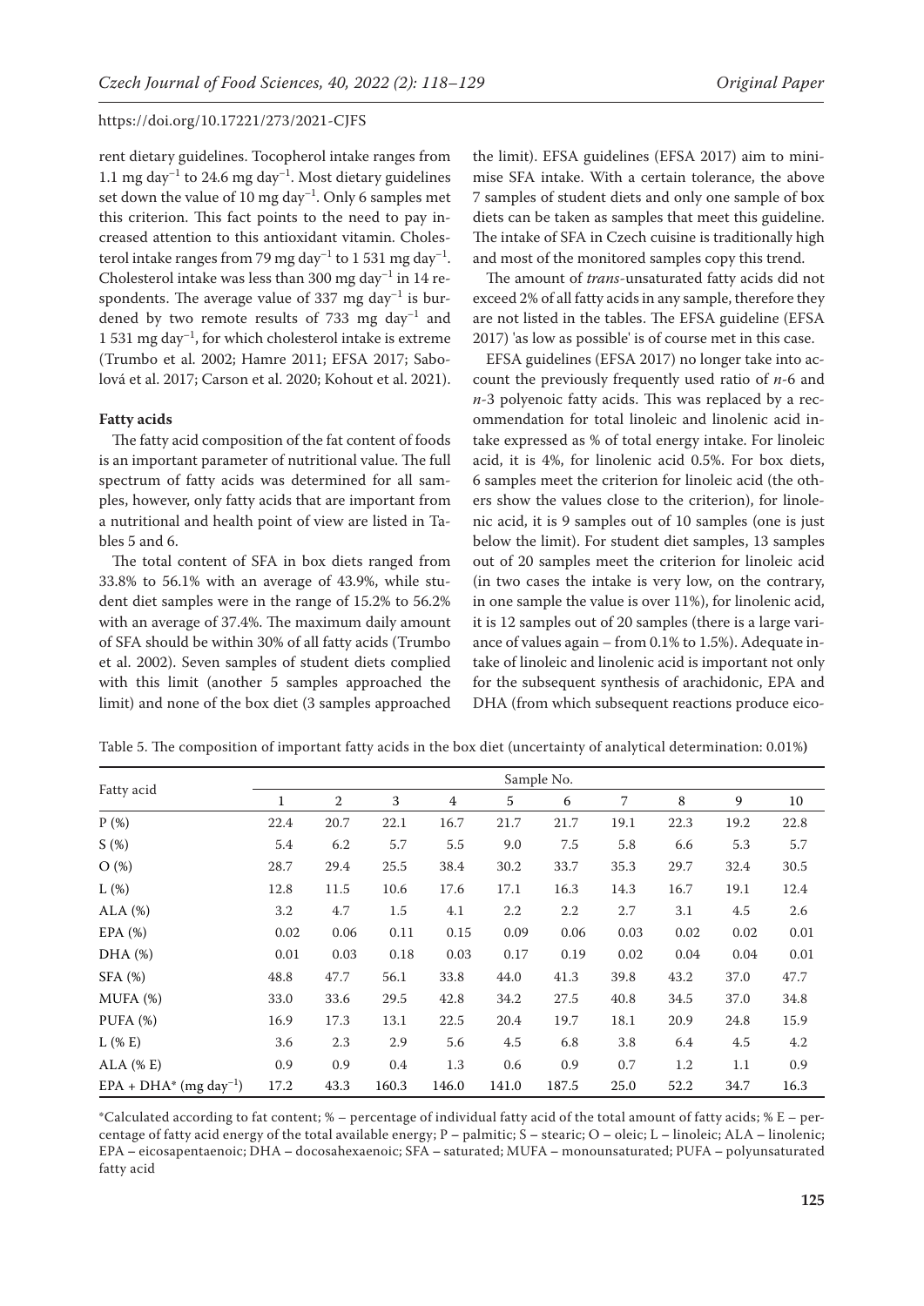rent dietary guidelines. Tocopherol intake ranges from 1.1 mg $day^{-1}$ to 24.6 mg $day^{-1}$. Most dietary guidelines set down the value of 10 mg $day^{-1}$. Only 6 samples met this criterion. This fact points to the need to pay increased attention to this antioxidant vitamin. Cholesterol intake ranges from 79 mg $day^{-1}$ to 1 531 mg $day^{-1}$. Cholesterol intake was less than 300 mg $day^{-1}$ in 14 respondents. The average value of 337 mg $day^{-1}$ is burdened by two remote results of 733 mg $day^{-1}$ and 1 531 mg $day^{-1}$, for which cholesterol intake is extreme (Trumbo et al. 2002; Hamre 2011; EFSA 2017; Sabolová et al. 2017; Carson et al. 2020; Kohout et al. 2021).

### Fatty acids

The fatty acid composition of the fat content of foods is an important parameter of nutritional value. The full spectrum of fatty acids was determined for all samples, however, only fatty acids that are important from a nutritional and health point of view are listed in Tables 5 and 6.

The total content of SFA in box diets ranged from 33.8% to 56.1% with an average of 43.9%, while student diet samples were in the range of 15.2% to 56.2% with an average of 37.4%. The maximum daily amount of SFA should be within 30% of all fatty acids (Trumbo et al. 2002). Seven samples of student diets complied with this limit (another 5 samples approached the limit) and none of the box diet (3 samples approached the limit). EFSA guidelines (EFSA 2017) aim to minimise SFA intake. With a certain tolerance, the above 7 samples of student diets and only one sample of box diets can be taken as samples that meet this guideline. The intake of SFA in Czech cuisine is traditionally high and most of the monitored samples copy this trend.

The amount of *trans*-unsaturated fatty acids did not exceed 2% of all fatty acids in any sample, therefore they are not listed in the tables. The EFSA guideline (EFSA 2017) 'as low as possible' is of course met in this case.

EFSA guidelines (EFSA 2017) no longer take into account the previously frequently used ratio of *n*-6 and *n*-3 polyenoic fatty acids. This was replaced by a recommendation for total linoleic and linolenic acid intake expressed as % of total energy intake. For linoleic acid, it is 4%, for linolenic acid 0.5%. For box diets, 6 samples meet the criterion for linoleic acid (the others show the values close to the criterion), for linolenic acid, it is 9 samples out of 10 samples (one is just below the limit). For student diet samples, 13 samples out of 20 samples meet the criterion for linoleic acid (in two cases the intake is very low, on the contrary, in one sample the value is over 11%), for linolenic acid, it is 12 samples out of 20 samples (there is a large variance of values again – from 0.1% to 1.5%). Adequate intake of linoleic and linolenic acid is important not only for the subsequent synthesis of arachidonic, EPA and DHA (from which subsequent reactions produce eico-

Table 5. The composition of important fatty acids in the box diet (uncertainty of analytical determination: 0.01%)

| Fatty acid | Sample No. | | | | | | | | | |
|---|---|---|---|---|---|---|---|---|---|---|
| | 1 | 2 | 3 | 4 | 5 | 6 | 7 | 8 | 9 | 10 |
| P (%) | 22.4 | 20.7 | 22.1 | 16.7 | 21.7 | 21.7 | 19.1 | 22.3 | 19.2 | 22.8 |
| S (%) | 5.4 | 6.2 | 5.7 | 5.5 | 9.0 | 7.5 | 5.8 | 6.6 | 5.3 | 5.7 |
| O (%) | 28.7 | 29.4 | 25.5 | 38.4 | 30.2 | 33.7 | 35.3 | 29.7 | 32.4 | 30.5 |
| L (%) | 12.8 | 11.5 | 10.6 | 17.6 | 17.1 | 16.3 | 14.3 | 16.7 | 19.1 | 12.4 |
| ALA (%) | 3.2 | 4.7 | 1.5 | 4.1 | 2.2 | 2.2 | 2.7 | 3.1 | 4.5 | 2.6 |
| EPA (%) | 0.02 | 0.06 | 0.11 | 0.15 | 0.09 | 0.06 | 0.03 | 0.02 | 0.02 | 0.01 |
| DHA (%) | 0.01 | 0.03 | 0.18 | 0.03 | 0.17 | 0.19 | 0.02 | 0.04 | 0.04 | 0.01 |
| SFA (%) | 48.8 | 47.7 | 56.1 | 33.8 | 44.0 | 41.3 | 39.8 | 43.2 | 37.0 | 47.7 |
| MUFA (%) | 33.0 | 33.6 | 29.5 | 42.8 | 34.2 | 27.5 | 40.8 | 34.5 | 37.0 | 34.8 |
| PUFA (%) | 16.9 | 17.3 | 13.1 | 22.5 | 20.4 | 19.7 | 18.1 | 20.9 | 24.8 | 15.9 |
| L (% E) | 3.6 | 2.3 | 2.9 | 5.6 | 4.5 | 6.8 | 3.8 | 6.4 | 4.5 | 4.2 |
| ALA (% E) | 0.9 | 0.9 | 0.4 | 1.3 | 0.6 | 0.9 | 0.7 | 1.2 | 1.1 | 0.9 |
| EPA + DHA* (mg $day^{-1}$) | 17.2 | 43.3 | 160.3 | 146.0 | 141.0 | 187.5 | 25.0 | 52.2 | 34.7 | 16.3 |

*Calculated according to fat content; % – percentage of individual fatty acid of the total amount of fatty acids; % E – percentage of fatty acid energy of the total available energy; P – palmitic; S – stearic; O – oleic; L – linoleic; ALA – linolenic; EPA – eicosapentaenoic; DHA – docosahexaenoic; SFA – saturated; MUFA – monounsaturated; PUFA – polyunsaturated fatty acid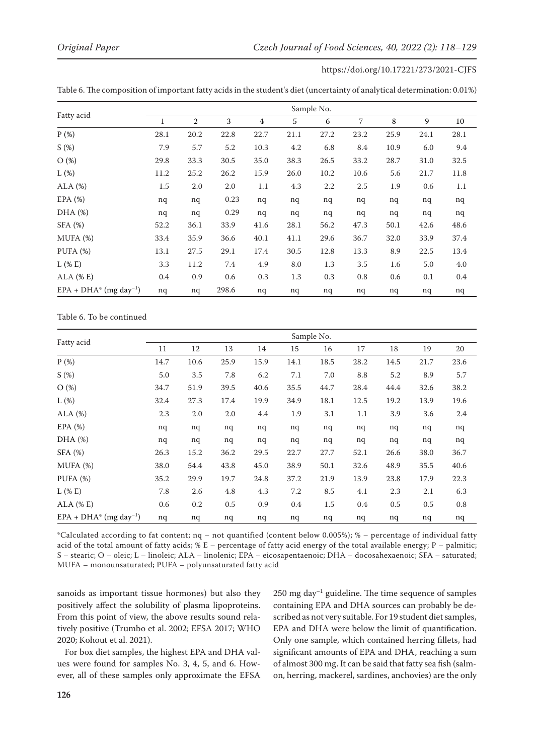Table 6. The composition of important fatty acids in the student's diet (uncertainty of analytical determination: 0.01%)

| Fatty acid | Sample No. | | | | | | | | | |
|---|---|---|---|---|---|---|---|---|---|---|
| | 1 | 2 | 3 | 4 | 5 | 6 | 7 | 8 | 9 | 10 |
| P (%) | 28.1 | 20.2 | 22.8 | 22.7 | 21.1 | 27.2 | 23.2 | 25.9 | 24.1 | 28.1 |
| S (%) | 7.9 | 5.7 | 5.2 | 10.3 | 4.2 | 6.8 | 8.4 | 10.9 | 6.0 | 9.4 |
| O (%) | 29.8 | 33.3 | 30.5 | 35.0 | 38.3 | 26.5 | 33.2 | 28.7 | 31.0 | 32.5 |
| L (%) | 11.2 | 25.2 | 26.2 | 15.9 | 26.0 | 10.2 | 10.6 | 5.6 | 21.7 | 11.8 |
| ALA (%) | 1.5 | 2.0 | 2.0 | 1.1 | 4.3 | 2.2 | 2.5 | 1.9 | 0.6 | 1.1 |
| EPA (%) | nq | nq | 0.23 | nq | nq | nq | nq | nq | nq | nq |
| DHA (%) | nq | nq | 0.29 | nq | nq | nq | nq | nq | nq | nq |
| SFA (%) | 52.2 | 36.1 | 33.9 | 41.6 | 28.1 | 56.2 | 47.3 | 50.1 | 42.6 | 48.6 |
| MUFA (%) | 33.4 | 35.9 | 36.6 | 40.1 | 41.1 | 29.6 | 36.7 | 32.0 | 33.9 | 37.4 |
| PUFA (%) | 13.1 | 27.5 | 29.1 | 17.4 | 30.5 | 12.8 | 13.3 | 8.9 | 22.5 | 13.4 |
| L (% E) | 3.3 | 11.2 | 7.4 | 4.9 | 8.0 | 1.3 | 3.5 | 1.6 | 5.0 | 4.0 |
| ALA (% E) | 0.4 | 0.9 | 0.6 | 0.3 | 1.3 | 0.3 | 0.8 | 0.6 | 0.1 | 0.4 |
| EPA + DHA* (mg $day^{-1}$) | nq | nq | 298.6 | nq | nq | nq | nq | nq | nq | nq |

Table 6. To be continued

| Fatty acid | Sample No. | | | | | | | | | |
|---|---|---|---|---|---|---|---|---|---|---|
| | 11 | 12 | 13 | 14 | 15 | 16 | 17 | 18 | 19 | 20 |
| P (%) | 14.7 | 10.6 | 25.9 | 15.9 | 14.1 | 18.5 | 28.2 | 14.5 | 21.7 | 23.6 |
| S (%) | 5.0 | 3.5 | 7.8 | 6.2 | 7.1 | 7.0 | 8.8 | 5.2 | 8.9 | 5.7 |
| O (%) | 34.7 | 51.9 | 39.5 | 40.6 | 35.5 | 44.7 | 28.4 | 44.4 | 32.6 | 38.2 |
| L (%) | 32.4 | 27.3 | 17.4 | 19.9 | 34.9 | 18.1 | 12.5 | 19.2 | 13.9 | 19.6 |
| ALA (%) | 2.3 | 2.0 | 2.0 | 4.4 | 1.9 | 3.1 | 1.1 | 3.9 | 3.6 | 2.4 |
| EPA (%) | nq | nq | nq | nq | nq | nq | nq | nq | nq | nq |
| DHA (%) | nq | nq | nq | nq | nq | nq | nq | nq | nq | nq |
| SFA (%) | 26.3 | 15.2 | 36.2 | 29.5 | 22.7 | 27.7 | 52.1 | 26.6 | 38.0 | 36.7 |
| MUFA (%) | 38.0 | 54.4 | 43.8 | 45.0 | 38.9 | 50.1 | 32.6 | 48.9 | 35.5 | 40.6 |
| PUFA (%) | 35.2 | 29.9 | 19.7 | 24.8 | 37.2 | 21.9 | 13.9 | 23.8 | 17.9 | 22.3 |
| L (% E) | 7.8 | 2.6 | 4.8 | 4.3 | 7.2 | 8.5 | 4.1 | 2.3 | 2.1 | 6.3 |
| ALA (% E) | 0.6 | 0.2 | 0.5 | 0.9 | 0.4 | 1.5 | 0.4 | 0.5 | 0.5 | 0.8 |
| EPA + DHA* (mg $day^{-1}$) | nq | nq | nq | nq | nq | nq | nq | nq | nq | nq |

*Calculated according to fat content; nq – not quantified (content below 0.005%); % – percentage of individual fatty acid of the total amount of fatty acids; % E – percentage of fatty acid energy of the total available energy; P – palmitic; S – stearic; O – oleic; L – linoleic; ALA – linolenic; EPA – eicosapentaenoic; DHA – docosahexaenoic; SFA – saturated; MUFA – monounsaturated; PUFA – polyunsaturated fatty acid

sanoids as important tissue hormones) but also they positively affect the solubility of plasma lipoproteins. From this point of view, the above results sound relatively positive (Trumbo et al. 2002; EFSA 2017; WHO 2020; Kohout et al. 2021).

For box diet samples, the highest EPA and DHA values were found for samples No. 3, 4, 5, and 6. However, all of these samples only approximate the EFSA 250 mg $day^{-1}$ guideline. The time sequence of samples containing EPA and DHA sources can probably be described as not very suitable. For 19 student diet samples, EPA and DHA were below the limit of quantification. Only one sample, which contained herring fillets, had significant amounts of EPA and DHA, reaching a sum of almost 300 mg. It can be said that fatty sea fish (salmon, herring, mackerel, sardines, anchovies) are the only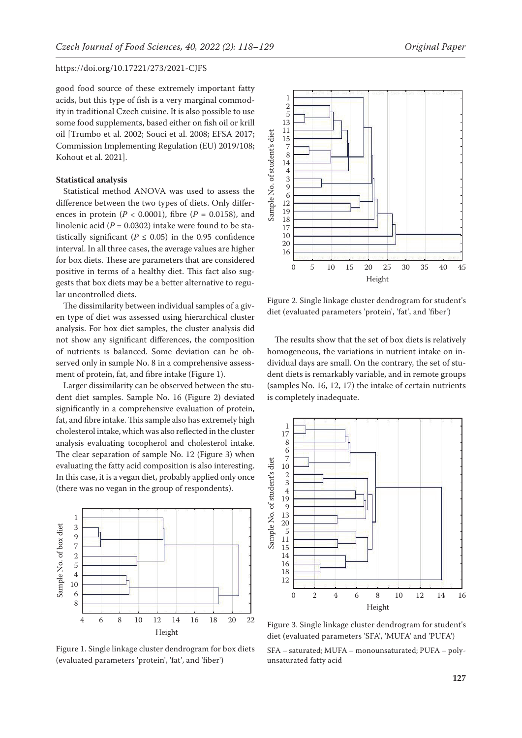good food source of these extremely important fatty acids, but this type of fish is a very marginal commodity in traditional Czech cuisine. It is also possible to use some food supplements, based either on fish oil or krill oil [Trumbo et al. 2002; Souci et al. 2008; EFSA 2017; Commission Implementing Regulation (EU) 2019/108; Kohout et al. 2021].

**Statistical analysis**

Statistical method ANOVA was used to assess the difference between the two types of diets. Only differences in protein ($P < 0.0001$), fibre ($P = 0.0158$), and linolenic acid ($P = 0.0302$) intake were found to be statistically significant ($P \leq 0.05$) in the 0.95 confidence interval. In all three cases, the average values are higher for box diets. These are parameters that are considered positive in terms of a healthy diet. This fact also suggests that box diets may be a better alternative to regular uncontrolled diets.

The dissimilarity between individual samples of a given type of diet was assessed using hierarchical cluster analysis. For box diet samples, the cluster analysis did not show any significant differences, the composition of nutrients is balanced. Some deviation can be observed only in sample No. 8 in a comprehensive assessment of protein, fat, and fibre intake (Figure 1).

Larger dissimilarity can be observed between the student diet samples. Sample No. 16 (Figure 2) deviated significantly in a comprehensive evaluation of protein, fat, and fibre intake. This sample also has extremely high cholesterol intake, which was also reflected in the cluster analysis evaluating tocopherol and cholesterol intake. The clear separation of sample No. 12 (Figure 3) when evaluating the fatty acid composition is also interesting. In this case, it is a vegan diet, probably applied only once (there was no vegan in the group of respondents).

Figure 1. Single linkage cluster dendrogram for box diets (evaluated parameters 'protein', 'fat', and 'fiber')

Figure 2. Single linkage cluster dendrogram for student's diet (evaluated parameters 'protein', 'fat', and 'fiber')

The results show that the set of box diets is relatively homogeneous, the variations in nutrient intake on individual days are small. On the contrary, the set of student diets is remarkably variable, and in remote groups (samples No. 16, 12, 17) the intake of certain nutrients is completely inadequate.

Figure 3. Single linkage cluster dendrogram for student's diet (evaluated parameters 'SFA', 'MUFA' and 'PUFA')

SFA – saturated; MUFA – monounsaturated; PUFA – polyunsaturated fatty acid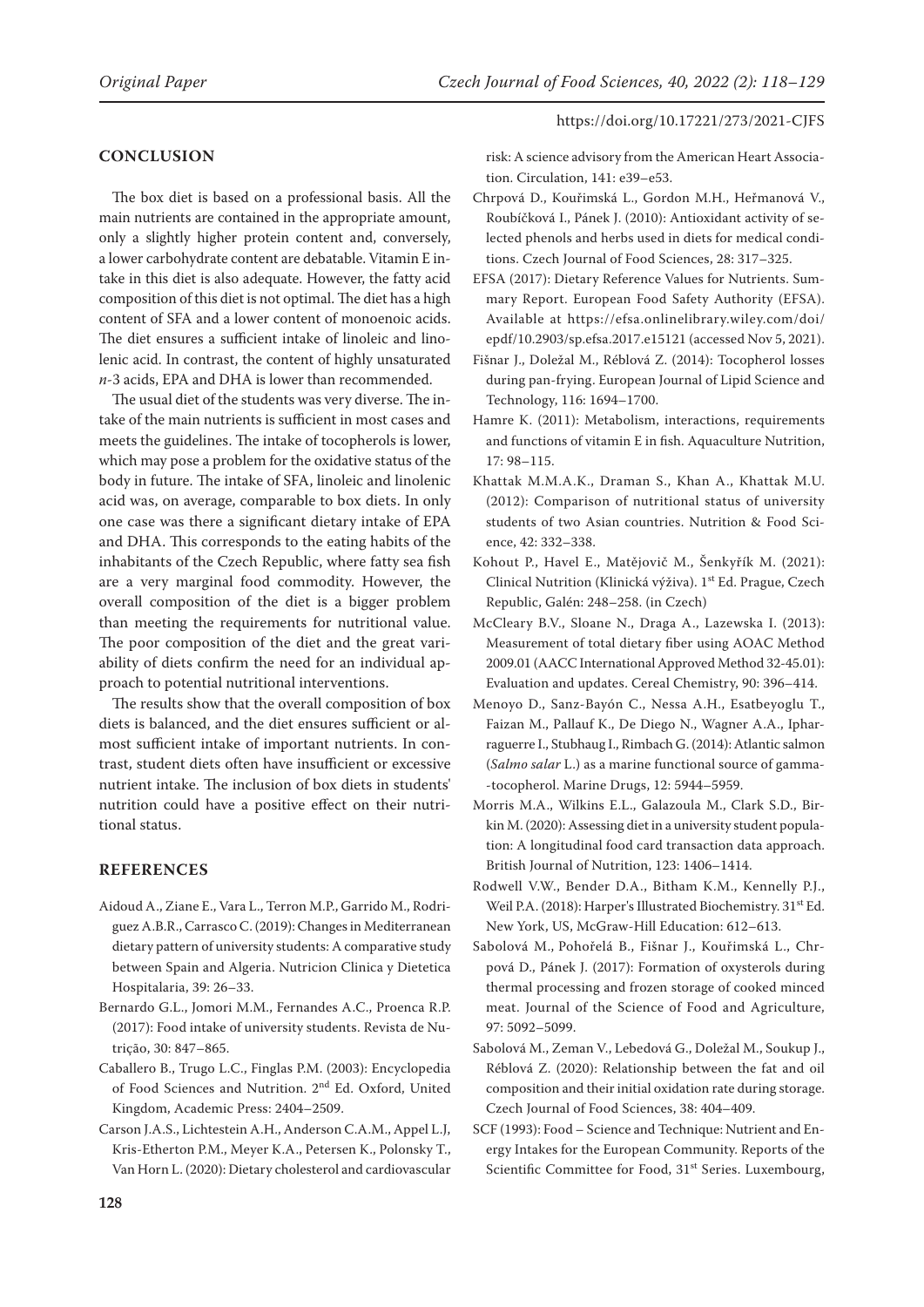## CONCLUSION

The box diet is based on a professional basis. All the main nutrients are contained in the appropriate amount, only a slightly higher protein content and, conversely, a lower carbohydrate content are debatable. Vitamin E intake in this diet is also adequate. However, the fatty acid composition of this diet is not optimal. The diet has a high content of SFA and a lower content of monoenoic acids. The diet ensures a sufficient intake of linoleic and linolenic acid. In contrast, the content of highly unsaturated *n*-3 acids, EPA and DHA is lower than recommended.

The usual diet of the students was very diverse. The intake of the main nutrients is sufficient in most cases and meets the guidelines. The intake of tocopherols is lower, which may pose a problem for the oxidative status of the body in future. The intake of SFA, linoleic and linolenic acid was, on average, comparable to box diets. In only one case was there a significant dietary intake of EPA and DHA. This corresponds to the eating habits of the inhabitants of the Czech Republic, where fatty sea fish are a very marginal food commodity. However, the overall composition of the diet is a bigger problem than meeting the requirements for nutritional value. The poor composition of the diet and the great variability of diets confirm the need for an individual approach to potential nutritional interventions.

The results show that the overall composition of box diets is balanced, and the diet ensures sufficient or almost sufficient intake of important nutrients. In contrast, student diets often have insufficient or excessive nutrient intake. The inclusion of box diets in students' nutrition could have a positive effect on their nutritional status.

## REFERENCES

Aidoud A., Ziane E., Vara L., Terron M.P., Garrido M., Rodriguez A.B.R., Carrasco C. (2019): Changes in Mediterranean dietary pattern of university students: A comparative study between Spain and Algeria. Nutricion Clinica y Dietetica Hospitalaria, 39: 26–33.

Bernardo G.L., Jomori M.M., Fernandes A.C., Proenca R.P. (2017): Food intake of university students. Revista de Nutrição, 30: 847–865.

Caballero B., Trugo L.C., Finglas P.M. (2003): Encyclopedia of Food Sciences and Nutrition. 2nd Ed. Oxford, United Kingdom, Academic Press: 2404–2509.

Carson J.A.S., Lichtenstein A.H., Anderson C.A.M., Appel L.J, Kris-Etherton P.M., Meyer K.A., Petersen K., Polonsky T., Van Horn L. (2020): Dietary cholesterol and cardiovascular risk: A science advisory from the American Heart Association. Circulation, 141: e39–e53.

Chrpová D., Kouřimská L., Gordon M.H., Heřmanová V., Roubíčková I., Pánek J. (2010): Antioxidant activity of selected phenols and herbs used in diets for medical conditions. Czech Journal of Food Sciences, 28: 317–325.

EFSA (2017): Dietary Reference Values for Nutrients. Summary Report. European Food Safety Authority (EFSA). Available at https://efsa.onlinelibrary.wiley.com/doi/epdf/10.2903/sp.efsa.2017.e15121 (accessed Nov 5, 2021).

Fišnar J., Doležal M., Réblová Z. (2014): Tocopherol losses during pan-frying. European Journal of Lipid Science and Technology, 116: 1694–1700.

Hamre K. (2011): Metabolism, interactions, requirements and functions of vitamin E in fish. Aquaculture Nutrition, 17: 98–115.

Khattak M.M.A.K., Draman S., Khan A., Khattak M.U. (2012): Comparison of nutritional status of university students of two Asian countries. Nutrition & Food Science, 42: 332–338.

Kohout P., Havel E., Matějovič M., Šenkyřík M. (2021): Clinical Nutrition (Klinická výživa). 1st Ed. Prague, Czech Republic, Galén: 248–258. (in Czech)

McCleary B.V., Sloane N., Draga A., Lazewska I. (2013): Measurement of total dietary fiber using AOAC Method 2009.01 (AACC International Approved Method 32-45.01): Evaluation and updates. Cereal Chemistry, 90: 396–414.

Menoyo D., Sanz-Bayón C., Nessa A.H., Esatbeyoglu T., Faizan M., Pallauf K., De Diego N., Wagner A.A., Ipharraguerre I., Stubhaug I., Rimbach G. (2014): Atlantic salmon (*Salmo salar* L.) as a marine functional source of gamma-tocopherol. Marine Drugs, 12: 5944–5959.

Morris M.A., Wilkins E.L., Galazoula M., Clark S.D., Birkin M. (2020): Assessing diet in a university student population: A longitudinal food card transaction data approach. British Journal of Nutrition, 123: 1406–1414.

Rodwell V.W., Bender D.A., Bitham K.M., Kennelly P.J., Weil P.A. (2018): Harper's Illustrated Biochemistry. 31st Ed. New York, US, McGraw-Hill Education: 612–613.

Sabolová M., Pohořelá B., Fišnar J., Kouřimská L., Chrpová D., Pánek J. (2017): Formation of oxysterols during thermal processing and frozen storage of cooked minced meat. Journal of the Science of Food and Agriculture, 97: 5092–5099.

Sabolová M., Zeman V., Lebedová G., Doležal M., Soukup J., Réblová Z. (2020): Relationship between the fat and oil composition and their initial oxidation rate during storage. Czech Journal of Food Sciences, 38: 404–409.

SCF (1993): Food – Science and Technique: Nutrient and Energy Intakes for the European Community. Reports of the Scientific Committee for Food, 31st Series. Luxembourg,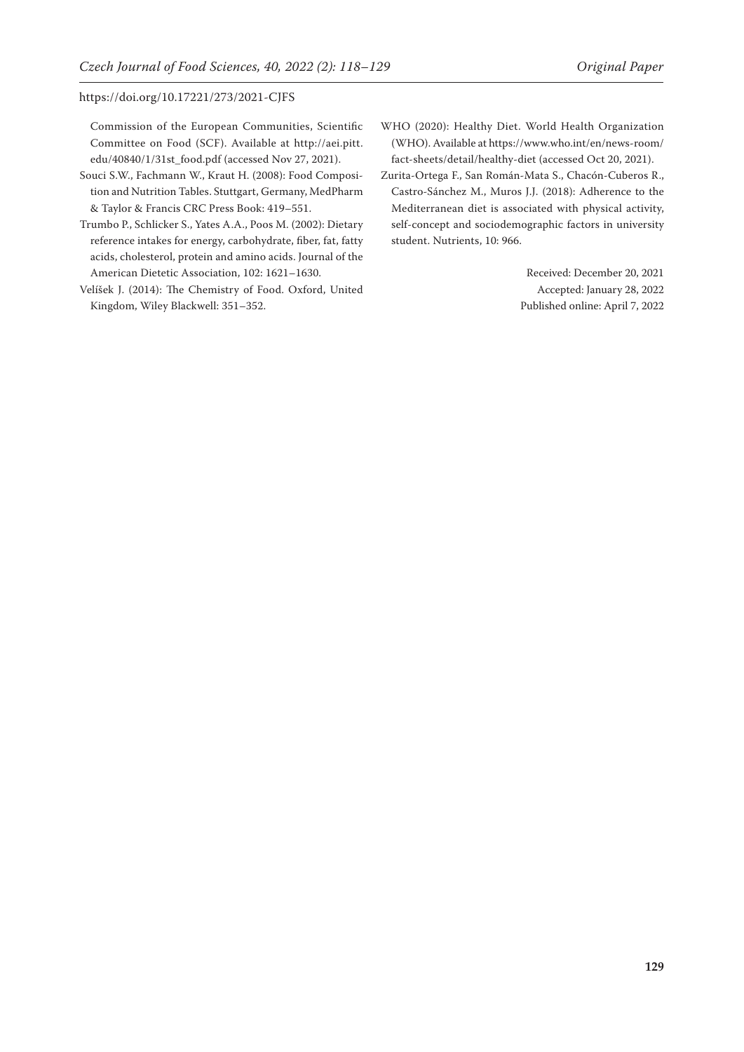Commission of the European Communities, Scientific Committee on Food (SCF). Available at http://aei.pitt.edu/40840/1/31st_food.pdf (accessed Nov 27, 2021).

Souci S.W., Fachmann W., Kraut H. (2008): Food Composition and Nutrition Tables. Stuttgart, Germany, MedPharm & Taylor & Francis CRC Press Book: 419–551.

Trumbo P., Schlicker S., Yates A.A., Poos M. (2002): Dietary reference intakes for energy, carbohydrate, fiber, fat, fatty acids, cholesterol, protein and amino acids. Journal of the American Dietetic Association, 102: 1621–1630.

Velíšek J. (2014): The Chemistry of Food. Oxford, United Kingdom, Wiley Blackwell: 351–352.

WHO (2020): Healthy Diet. World Health Organization (WHO). Available at https://www.who.int/en/news-room/fact-sheets/detail/healthy-diet (accessed Oct 20, 2021).

Zurita-Ortega F., San Román-Mata S., Chacón-Cuberos R., Castro-Sánchez M., Muros J.J. (2018): Adherence to the Mediterranean diet is associated with physical activity, self-concept and sociodemographic factors in university student. Nutrients, 10: 966.

Received: December 20, 2021
Accepted: January 28, 2022
Published online: April 7, 2022